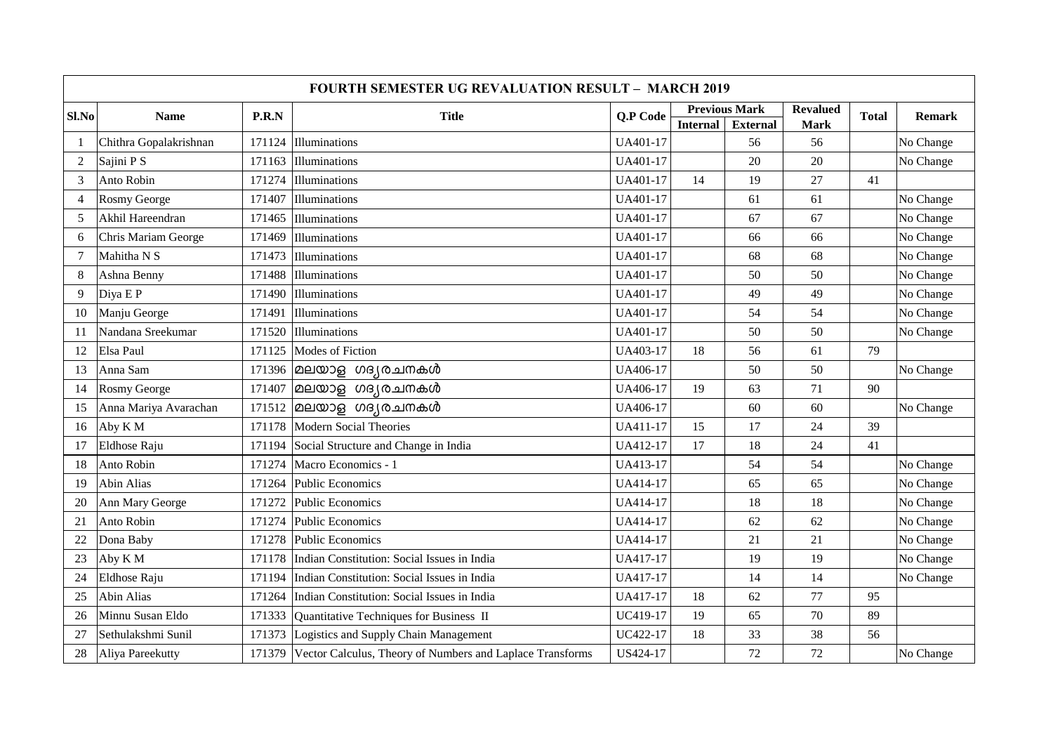| FOURTH SEMESTER UG REVALUATION RESULT – MARCH 2019 | | | | | | | | | |
|---|---|---|---|---|---|---|---|---|---|
| Sl.No | Name | P.R.N | Title | Q.P Code | Previous Mark | | Revalued Mark | Total | Remark |
| | | | | | Internal | External | | | |
| 1 | Chithra Gopalakrishnan | 171124 | Illuminations | UA401-17 | | 56 | 56 | | No Change |
| 2 | Sajini P S | 171163 | Illuminations | UA401-17 | | 20 | 20 | | No Change |
| 3 | Anto Robin | 171274 | Illuminations | UA401-17 | 14 | 19 | 27 | 41 | |
| 4 | Rosmy George | 171407 | Illuminations | UA401-17 | | 61 | 61 | | No Change |
| 5 | Akhil Hareendran | 171465 | Illuminations | UA401-17 | | 67 | 67 | | No Change |
| 6 | Chris Mariam George | 171469 | Illuminations | UA401-17 | | 66 | 66 | | No Change |
| 7 | Mahitha N S | 171473 | Illuminations | UA401-17 | | 68 | 68 | | No Change |
| 8 | Ashna Benny | 171488 | Illuminations | UA401-17 | | 50 | 50 | | No Change |
| 9 | Diya E P | 171490 | Illuminations | UA401-17 | | 49 | 49 | | No Change |
| 10 | Manju George | 171491 | Illuminations | UA401-17 | | 54 | 54 | | No Change |
| 11 | Nandana Sreekumar | 171520 | Illuminations | UA401-17 | | 50 | 50 | | No Change |
| 12 | Elsa Paul | 171125 | Modes of Fiction | UA403-17 | 18 | 56 | 61 | 79 | |
| 13 | Anna Sam | 171396 | മലയാള ഗദ്യരചനകൾ | UA406-17 | | 50 | 50 | | No Change |
| 14 | Rosmy George | 171407 | മലയാള ഗദ്യരചനകൾ | UA406-17 | 19 | 63 | 71 | 90 | |
| 15 | Anna Mariya Avarachan | 171512 | മലയാള ഗദ്യരചനകൾ | UA406-17 | | 60 | 60 | | No Change |
| 16 | Aby K M | 171178 | Modern Social Theories | UA411-17 | 15 | 17 | 24 | 39 | |
| 17 | Eldhose Raju | 171194 | Social Structure and Change in India | UA412-17 | 17 | 18 | 24 | 41 | |
| 18 | Anto Robin | 171274 | Macro Economics - 1 | UA413-17 | | 54 | 54 | | No Change |
| 19 | Abin Alias | 171264 | Public Economics | UA414-17 | | 65 | 65 | | No Change |
| 20 | Ann Mary George | 171272 | Public Economics | UA414-17 | | 18 | 18 | | No Change |
| 21 | Anto Robin | 171274 | Public Economics | UA414-17 | | 62 | 62 | | No Change |
| 22 | Dona Baby | 171278 | Public Economics | UA414-17 | | 21 | 21 | | No Change |
| 23 | Aby K M | 171178 | Indian Constitution: Social Issues in India | UA417-17 | | 19 | 19 | | No Change |
| 24 | Eldhose Raju | 171194 | Indian Constitution: Social Issues in India | UA417-17 | | 14 | 14 | | No Change |
| 25 | Abin Alias | 171264 | Indian Constitution: Social Issues in India | UA417-17 | 18 | 62 | 77 | 95 | |
| 26 | Minnu Susan Eldo | 171333 | Quantitative Techniques for Business II | UC419-17 | 19 | 65 | 70 | 89 | |
| 27 | Sethulakshmi Sunil | 171373 | Logistics and Supply Chain Management | UC422-17 | 18 | 33 | 38 | 56 | |
| 28 | Aliya Pareekutty | 171379 | Vector Calculus, Theory of Numbers and Laplace Transforms | US424-17 | | 72 | 72 | | No Change |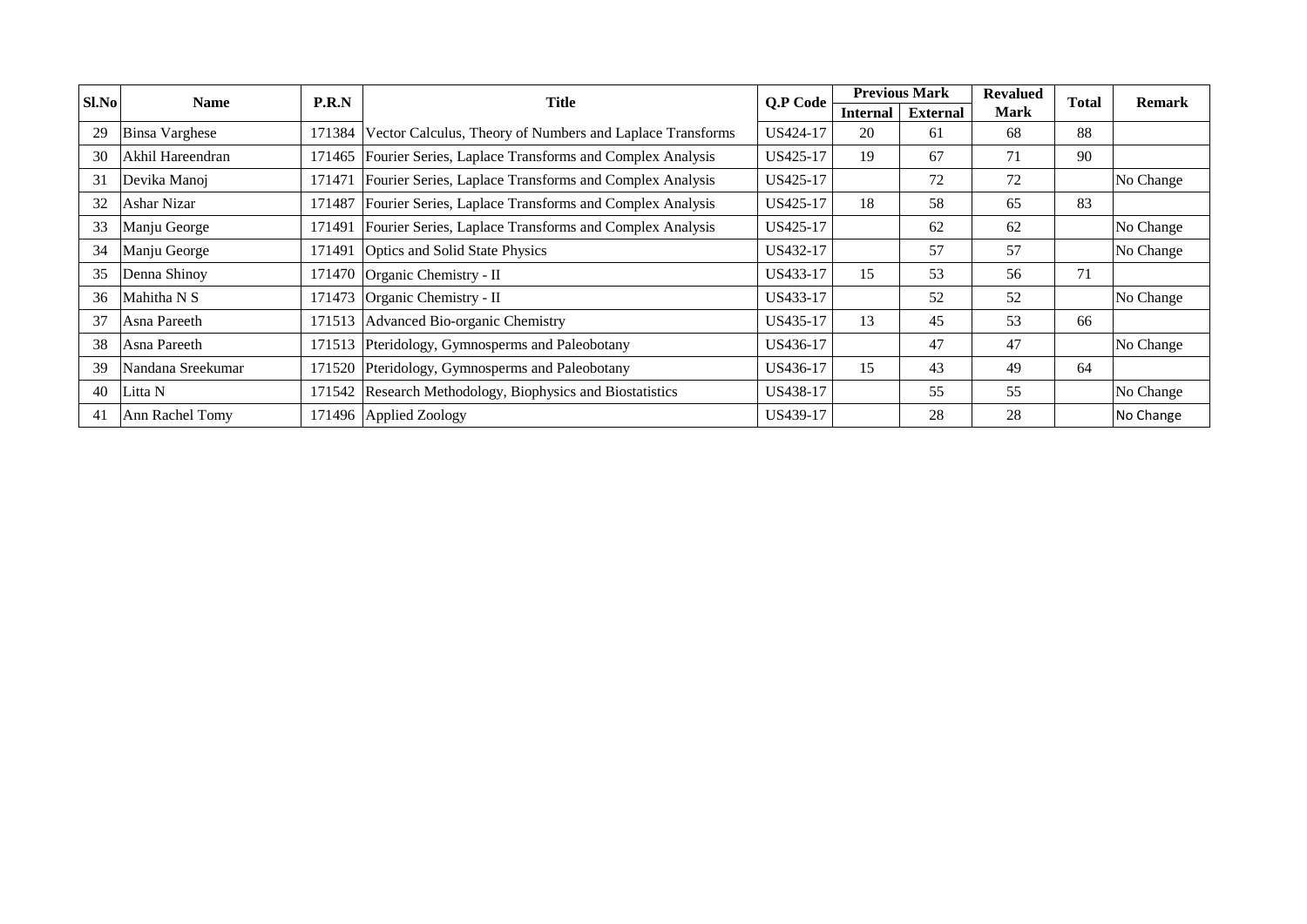| Sl.No | Name | P.R.N | Title | Q.P Code | Previous Mark | | Revalued Mark | Total | Remark |
|---|---|---|---|---|---|---|---|---|---|
| | | | | | Internal | External | | | |
| 29 | Binsa Varghese | 171384 | Vector Calculus, Theory of Numbers and Laplace Transforms | US424-17 | 20 | 61 | 68 | 88 | |
| 30 | Akhil Hareendran | 171465 | Fourier Series, Laplace Transforms and Complex Analysis | US425-17 | 19 | 67 | 71 | 90 | |
| 31 | Devika Manoj | 171471 | Fourier Series, Laplace Transforms and Complex Analysis | US425-17 | | 72 | 72 | | No Change |
| 32 | Ashar Nizar | 171487 | Fourier Series, Laplace Transforms and Complex Analysis | US425-17 | 18 | 58 | 65 | 83 | |
| 33 | Manju George | 171491 | Fourier Series, Laplace Transforms and Complex Analysis | US425-17 | | 62 | 62 | | No Change |
| 34 | Manju George | 171491 | Optics and Solid State Physics | US432-17 | | 57 | 57 | | No Change |
| 35 | Denna Shinoy | 171470 | Organic Chemistry - II | US433-17 | 15 | 53 | 56 | 71 | |
| 36 | Mahitha N S | 171473 | Organic Chemistry - II | US433-17 | | 52 | 52 | | No Change |
| 37 | Asna Pareeth | 171513 | Advanced Bio-organic Chemistry | US435-17 | 13 | 45 | 53 | 66 | |
| 38 | Asna Pareeth | 171513 | Pteridology, Gymnosperms and Paleobotany | US436-17 | | 47 | 47 | | No Change |
| 39 | Nandana Sreekumar | 171520 | Pteridology, Gymnosperms and Paleobotany | US436-17 | 15 | 43 | 49 | 64 | |
| 40 | Litta N | 171542 | Research Methodology, Biophysics and Biostatistics | US438-17 | | 55 | 55 | | No Change |
| 41 | Ann Rachel Tomy | 171496 | Applied Zoology | US439-17 | | 28 | 28 | | No Change |